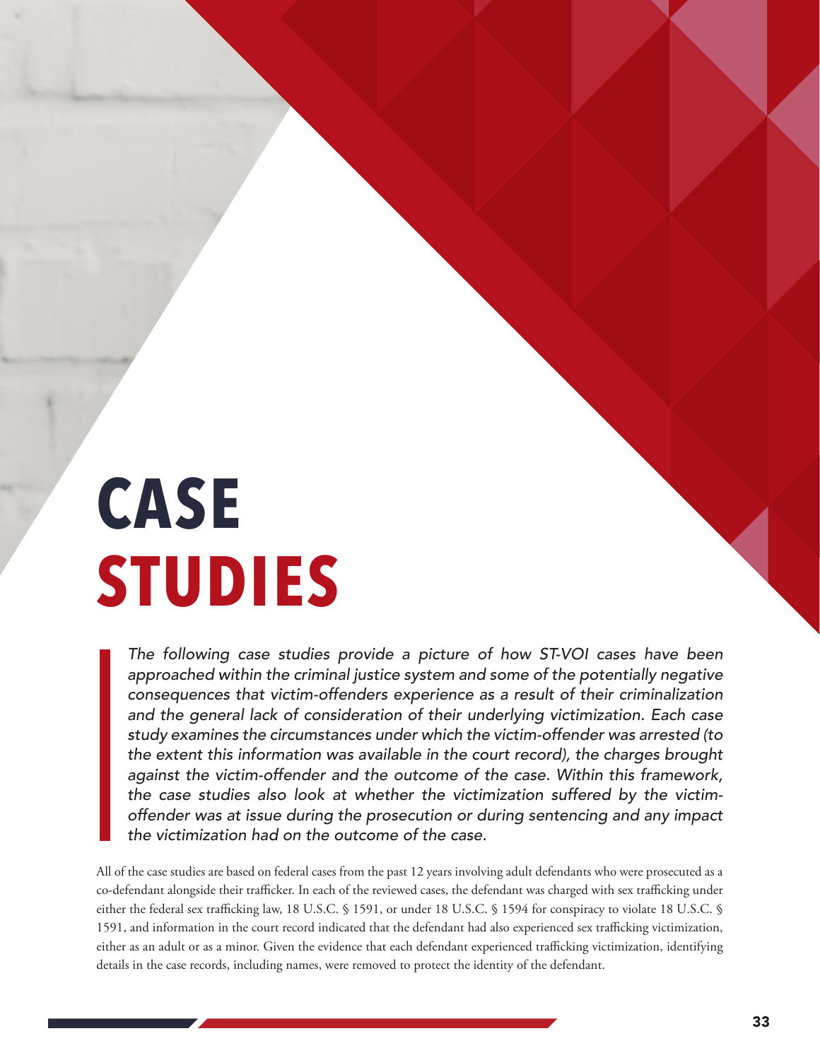# CASE STUDIES

*The following case studies provide a picture of how ST-VOI cases have been approached within the criminal justice system and some of the potentially negative consequences that victim-offenders experience as a result of their criminalization and the general lack of consideration of their underlying victimization. Each case study examines the circumstances under which the victim-offender was arrested (to the extent this information was available in the court record), the charges brought against the victim-offender and the outcome of the case. Within this framework, the case studies also look at whether the victimization suffered by the victim-offender was at issue during the prosecution or during sentencing and any impact the victimization had on the outcome of the case.*

All of the case studies are based on federal cases from the past 12 years involving adult defendants who were prosecuted as a co-defendant alongside their trafficker. In each of the reviewed cases, the defendant was charged with sex trafficking under either the federal sex trafficking law, 18 U.S.C. § 1591, or under 18 U.S.C. § 1594 for conspiracy to violate 18 U.S.C. § 1591, and information in the court record indicated that the defendant had also experienced sex trafficking victimization, either as an adult or as a minor. Given the evidence that each defendant experienced trafficking victimization, identifying details in the case records, including names, were removed to protect the identity of the defendant.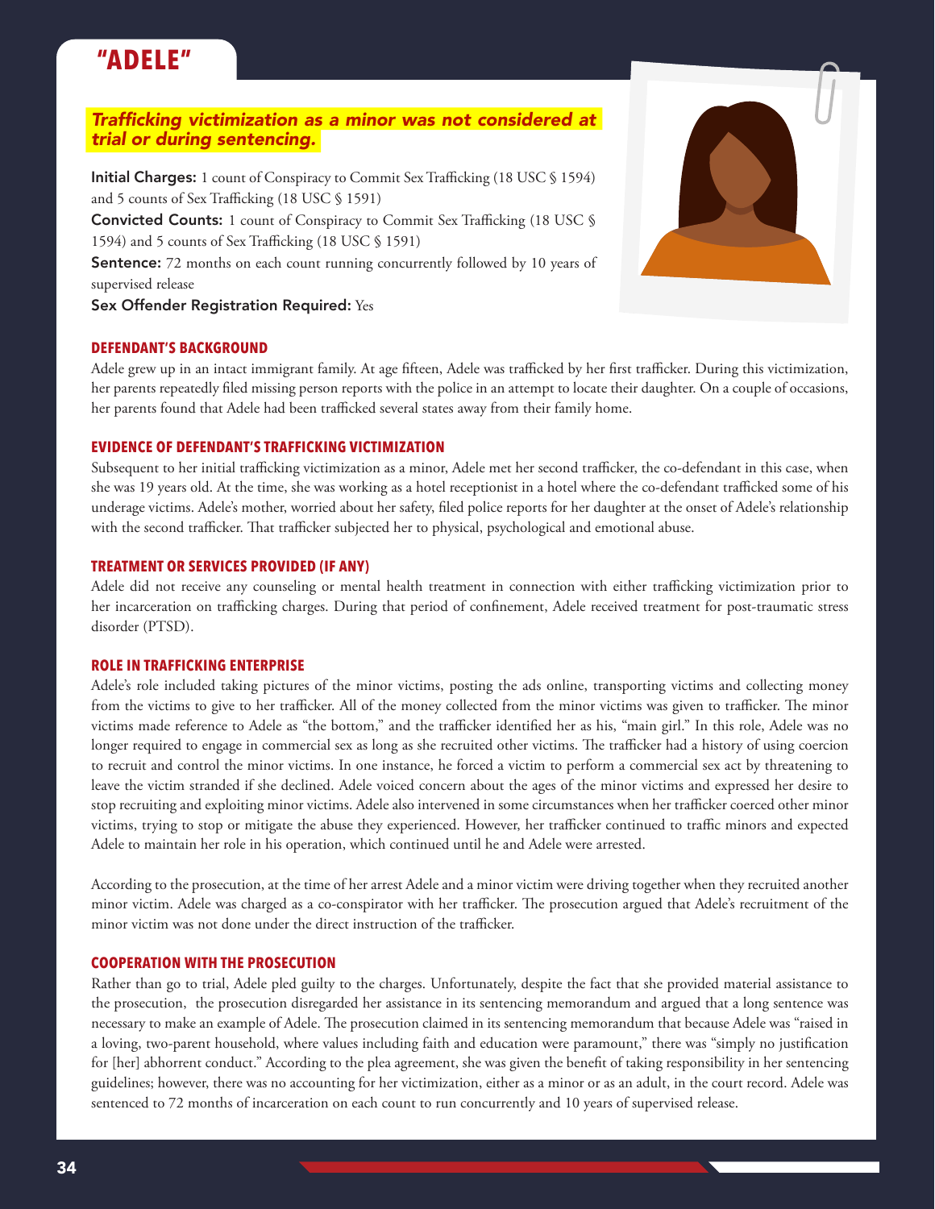# "ADELE"

***Trafficking victimization as a minor was not considered at trial or during sentencing.***

**Initial Charges:** 1 count of Conspiracy to Commit Sex Trafficking (18 USC § 1594) and 5 counts of Sex Trafficking (18 USC § 1591)

**Convicted Counts:** 1 count of Conspiracy to Commit Sex Trafficking (18 USC § 1594) and 5 counts of Sex Trafficking (18 USC § 1591)

**Sentence:** 72 months on each count running concurrently followed by 10 years of supervised release

**Sex Offender Registration Required:** Yes

## DEFENDANT'S BACKGROUND

Adele grew up in an intact immigrant family. At age fifteen, Adele was trafficked by her first trafficker. During this victimization, her parents repeatedly filed missing person reports with the police in an attempt to locate their daughter. On a couple of occasions, her parents found that Adele had been trafficked several states away from their family home.

## EVIDENCE OF DEFENDANT'S TRAFFICKING VICTIMIZATION

Subsequent to her initial trafficking victimization as a minor, Adele met her second trafficker, the co-defendant in this case, when she was 19 years old. At the time, she was working as a hotel receptionist in a hotel where the co-defendant trafficked some of his underage victims. Adele's mother, worried about her safety, filed police reports for her daughter at the onset of Adele's relationship with the second trafficker. That trafficker subjected her to physical, psychological and emotional abuse.

## TREATMENT OR SERVICES PROVIDED (IF ANY)

Adele did not receive any counseling or mental health treatment in connection with either trafficking victimization prior to her incarceration on trafficking charges. During that period of confinement, Adele received treatment for post-traumatic stress disorder (PTSD).

## ROLE IN TRAFFICKING ENTERPRISE

Adele's role included taking pictures of the minor victims, posting the ads online, transporting victims and collecting money from the victims to give to her trafficker. All of the money collected from the minor victims was given to trafficker. The minor victims made reference to Adele as "the bottom," and the trafficker identified her as his, "main girl." In this role, Adele was no longer required to engage in commercial sex as long as she recruited other victims. The trafficker had a history of using coercion to recruit and control the minor victims. In one instance, he forced a victim to perform a commercial sex act by threatening to leave the victim stranded if she declined. Adele voiced concern about the ages of the minor victims and expressed her desire to stop recruiting and exploiting minor victims. Adele also intervened in some circumstances when her trafficker coerced other minor victims, trying to stop or mitigate the abuse they experienced. However, her trafficker continued to traffic minors and expected Adele to maintain her role in his operation, which continued until he and Adele were arrested.

According to the prosecution, at the time of her arrest Adele and a minor victim were driving together when they recruited another minor victim. Adele was charged as a co-conspirator with her trafficker. The prosecution argued that Adele's recruitment of the minor victim was not done under the direct instruction of the trafficker.

## COOPERATION WITH THE PROSECUTION

Rather than go to trial, Adele pled guilty to the charges. Unfortunately, despite the fact that she provided material assistance to the prosecution, the prosecution disregarded her assistance in its sentencing memorandum and argued that a long sentence was necessary to make an example of Adele. The prosecution claimed in its sentencing memorandum that because Adele was "raised in a loving, two-parent household, where values including faith and education were paramount," there was "simply no justification for [her] abhorrent conduct." According to the plea agreement, she was given the benefit of taking responsibility in her sentencing guidelines; however, there was no accounting for her victimization, either as a minor or as an adult, in the court record. Adele was sentenced to 72 months of incarceration on each count to run concurrently and 10 years of supervised release.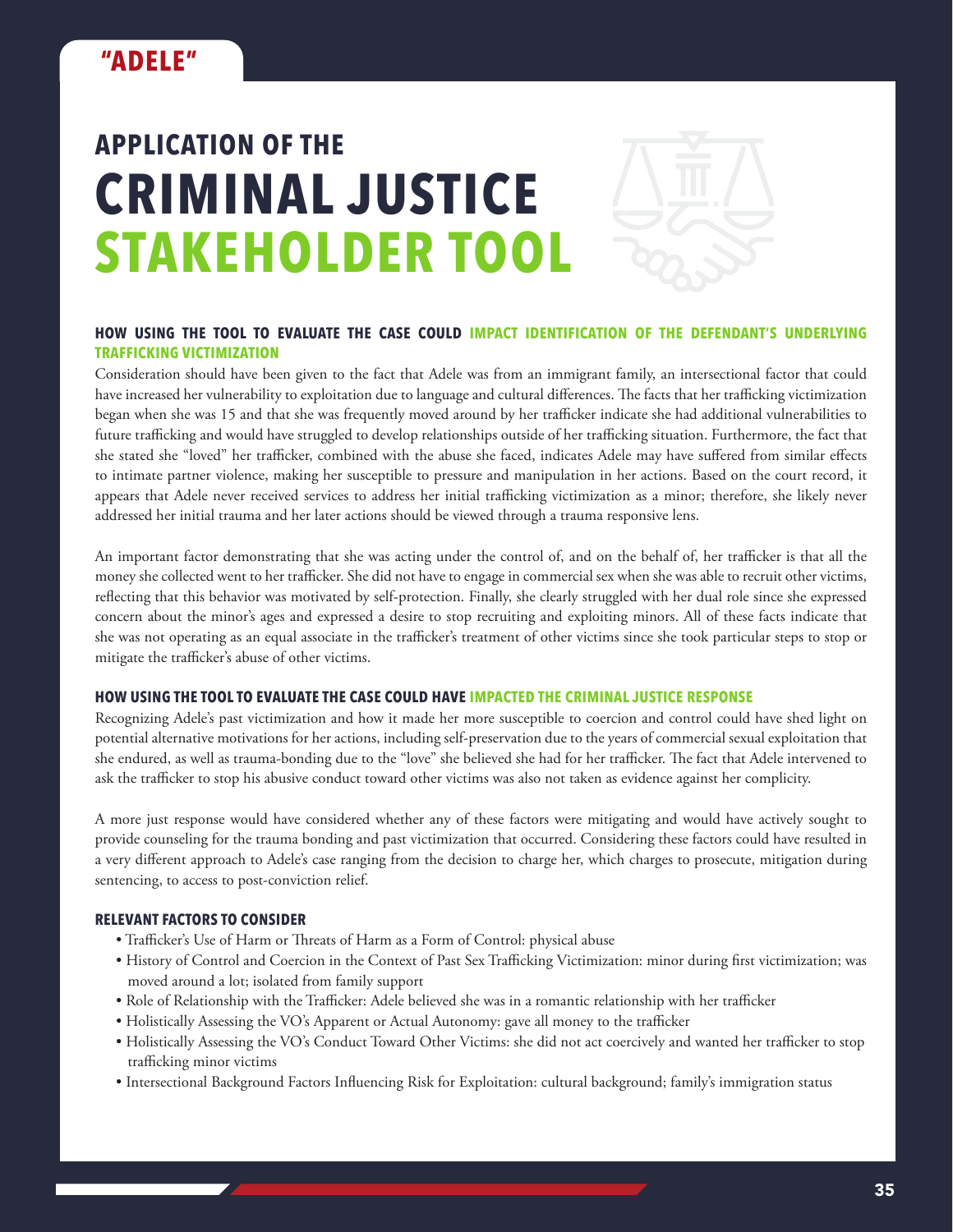## "ADELE"

# APPLICATION OF THE CRIMINAL JUSTICE STAKEHOLDER TOOL

### HOW USING THE TOOL TO EVALUATE THE CASE COULD IMPACT IDENTIFICATION OF THE DEFENDANT'S UNDERLYING TRAFFICKING VICTIMIZATION

Consideration should have been given to the fact that Adele was from an immigrant family, an intersectional factor that could have increased her vulnerability to exploitation due to language and cultural differences. The facts that her trafficking victimization began when she was 15 and that she was frequently moved around by her trafficker indicate she had additional vulnerabilities to future trafficking and would have struggled to develop relationships outside of her trafficking situation. Furthermore, the fact that she stated she "loved" her trafficker, combined with the abuse she faced, indicates Adele may have suffered from similar effects to intimate partner violence, making her susceptible to pressure and manipulation in her actions. Based on the court record, it appears that Adele never received services to address her initial trafficking victimization as a minor; therefore, she likely never addressed her initial trauma and her later actions should be viewed through a trauma responsive lens.

An important factor demonstrating that she was acting under the control of, and on the behalf of, her trafficker is that all the money she collected went to her trafficker. She did not have to engage in commercial sex when she was able to recruit other victims, reflecting that this behavior was motivated by self-protection. Finally, she clearly struggled with her dual role since she expressed concern about the minor's ages and expressed a desire to stop recruiting and exploiting minors. All of these facts indicate that she was not operating as an equal associate in the trafficker's treatment of other victims since she took particular steps to stop or mitigate the trafficker's abuse of other victims.

### HOW USING THE TOOL TO EVALUATE THE CASE COULD HAVE IMPACTED THE CRIMINAL JUSTICE RESPONSE

Recognizing Adele's past victimization and how it made her more susceptible to coercion and control could have shed light on potential alternative motivations for her actions, including self-preservation due to the years of commercial sexual exploitation that she endured, as well as trauma-bonding due to the "love" she believed she had for her trafficker. The fact that Adele intervened to ask the trafficker to stop his abusive conduct toward other victims was also not taken as evidence against her complicity.

A more just response would have considered whether any of these factors were mitigating and would have actively sought to provide counseling for the trauma bonding and past victimization that occurred. Considering these factors could have resulted in a very different approach to Adele's case ranging from the decision to charge her, which charges to prosecute, mitigation during sentencing, to access to post-conviction relief.

### RELEVANT FACTORS TO CONSIDER

- Trafficker's Use of Harm or Threats of Harm as a Form of Control: physical abuse
- History of Control and Coercion in the Context of Past Sex Trafficking Victimization: minor during first victimization; was moved around a lot; isolated from family support
- Role of Relationship with the Trafficker: Adele believed she was in a romantic relationship with her trafficker
- Holistically Assessing the VO's Apparent or Actual Autonomy: gave all money to the trafficker
- Holistically Assessing the VO's Conduct Toward Other Victims: she did not act coercively and wanted her trafficker to stop trafficking minor victims
- Intersectional Background Factors Influencing Risk for Exploitation: cultural background; family's immigration status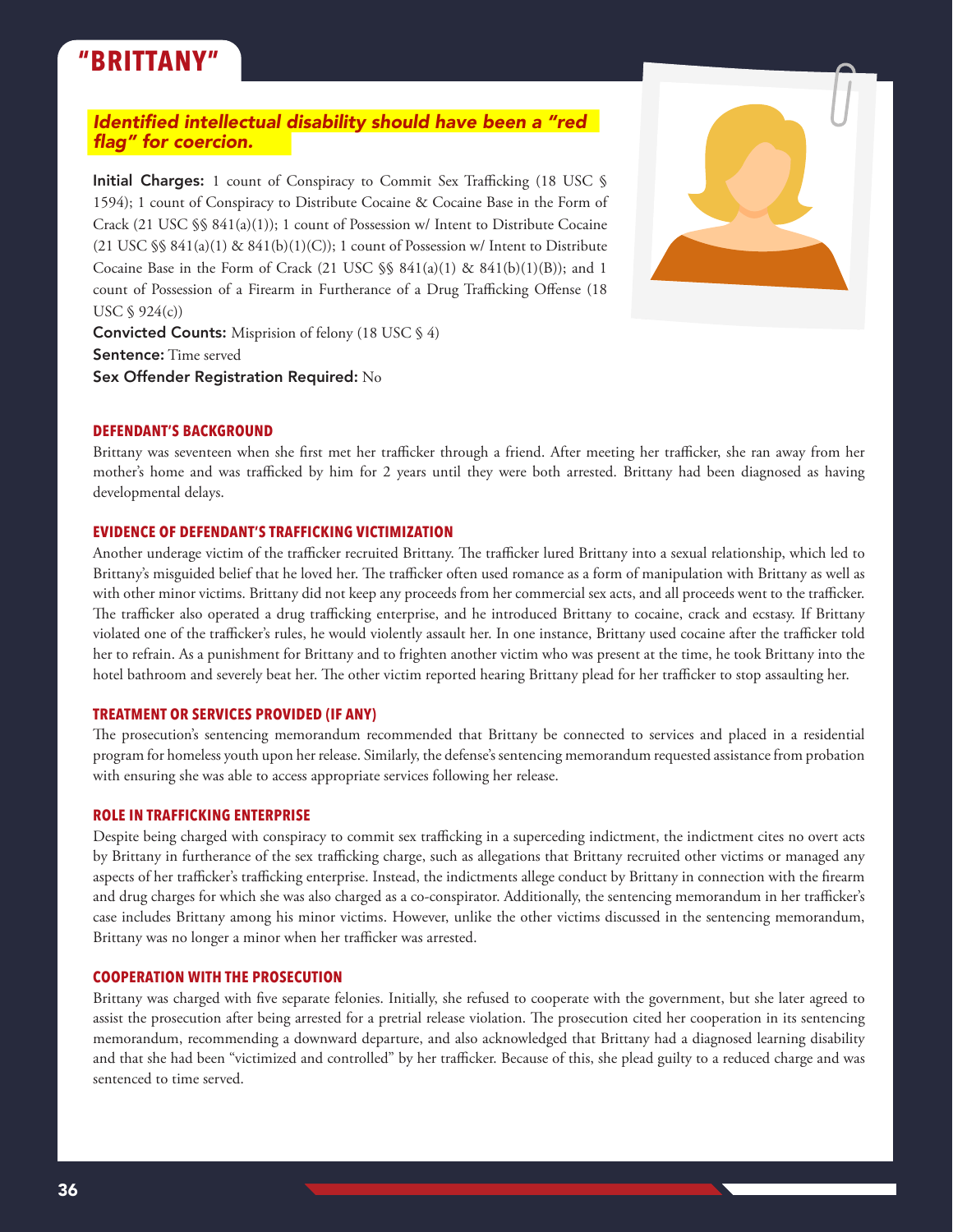# "BRITTANY"

***Identified intellectual disability should have been a "red flag" for coercion.***

**Initial Charges:** 1 count of Conspiracy to Commit Sex Trafficking (18 USC § 1594); 1 count of Conspiracy to Distribute Cocaine & Cocaine Base in the Form of Crack (21 USC §§ 841(a)(1)); 1 count of Possession w/ Intent to Distribute Cocaine (21 USC §§ 841(a)(1) & 841(b)(1)(C)); 1 count of Possession w/ Intent to Distribute Cocaine Base in the Form of Crack (21 USC §§ 841(a)(1) & 841(b)(1)(B)); and 1 count of Possession of a Firearm in Furtherance of a Drug Trafficking Offense (18 USC § 924(c))

**Convicted Counts:** Misprision of felony (18 USC § 4)

**Sentence:** Time served

**Sex Offender Registration Required:** No

## DEFENDANT'S BACKGROUND

Brittany was seventeen when she first met her trafficker through a friend. After meeting her trafficker, she ran away from her mother's home and was trafficked by him for 2 years until they were both arrested. Brittany had been diagnosed as having developmental delays.

## EVIDENCE OF DEFENDANT'S TRAFFICKING VICTIMIZATION

Another underage victim of the trafficker recruited Brittany. The trafficker lured Brittany into a sexual relationship, which led to Brittany's misguided belief that he loved her. The trafficker often used romance as a form of manipulation with Brittany as well as with other minor victims. Brittany did not keep any proceeds from her commercial sex acts, and all proceeds went to the trafficker. The trafficker also operated a drug trafficking enterprise, and he introduced Brittany to cocaine, crack and ecstasy. If Brittany violated one of the trafficker's rules, he would violently assault her. In one instance, Brittany used cocaine after the trafficker told her to refrain. As a punishment for Brittany and to frighten another victim who was present at the time, he took Brittany into the hotel bathroom and severely beat her. The other victim reported hearing Brittany plead for her trafficker to stop assaulting her.

## TREATMENT OR SERVICES PROVIDED (IF ANY)

The prosecution's sentencing memorandum recommended that Brittany be connected to services and placed in a residential program for homeless youth upon her release. Similarly, the defense's sentencing memorandum requested assistance from probation with ensuring she was able to access appropriate services following her release.

## ROLE IN TRAFFICKING ENTERPRISE

Despite being charged with conspiracy to commit sex trafficking in a superceding indictment, the indictment cites no overt acts by Brittany in furtherance of the sex trafficking charge, such as allegations that Brittany recruited other victims or managed any aspects of her trafficker's trafficking enterprise. Instead, the indictments allege conduct by Brittany in connection with the firearm and drug charges for which she was also charged as a co-conspirator. Additionally, the sentencing memorandum in her trafficker's case includes Brittany among his minor victims. However, unlike the other victims discussed in the sentencing memorandum, Brittany was no longer a minor when her trafficker was arrested.

## COOPERATION WITH THE PROSECUTION

Brittany was charged with five separate felonies. Initially, she refused to cooperate with the government, but she later agreed to assist the prosecution after being arrested for a pretrial release violation. The prosecution cited her cooperation in its sentencing memorandum, recommending a downward departure, and also acknowledged that Brittany had a diagnosed learning disability and that she had been "victimized and controlled" by her trafficker. Because of this, she plead guilty to a reduced charge and was sentenced to time served.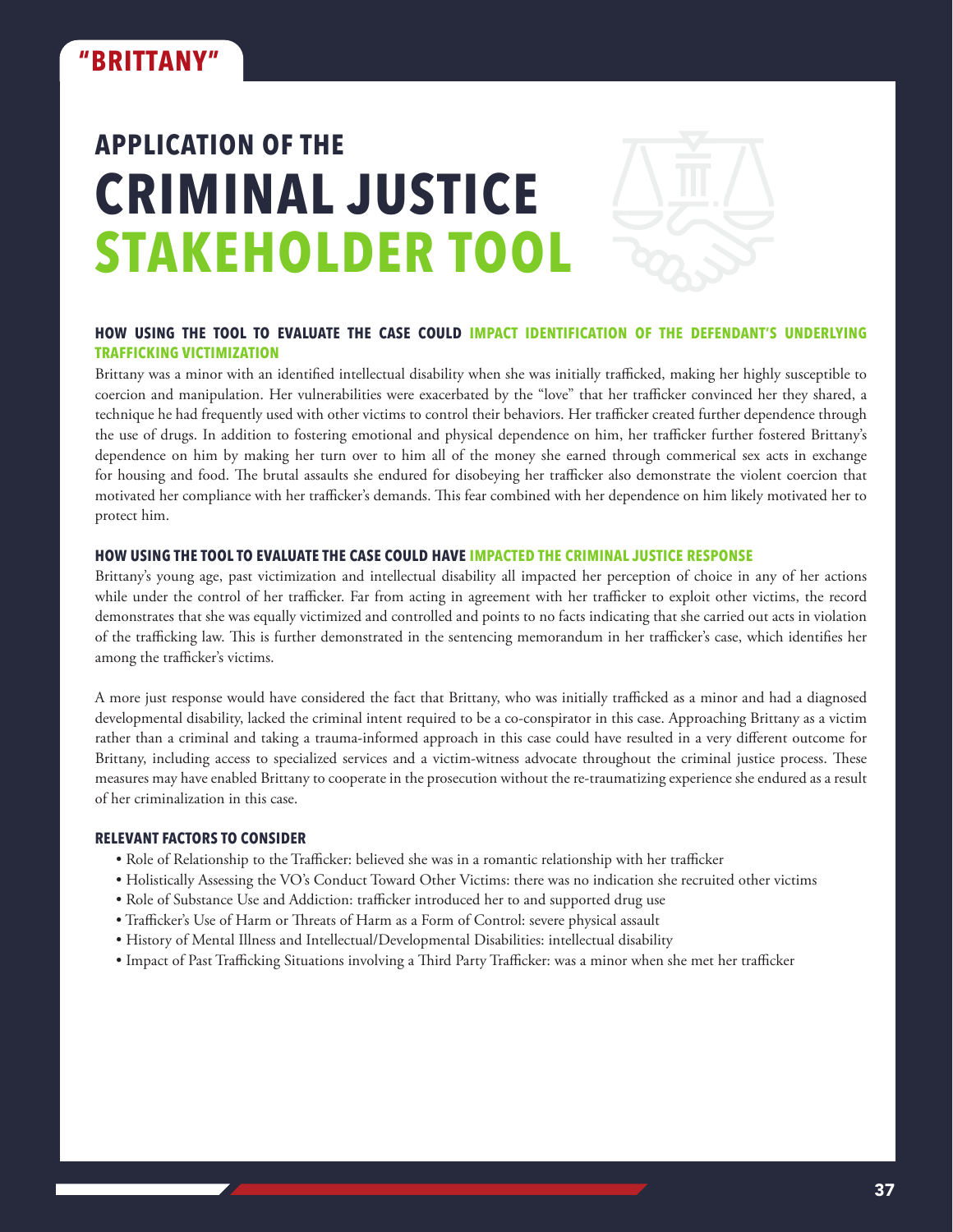## "BRITTANY"

# APPLICATION OF THE CRIMINAL JUSTICE STAKEHOLDER TOOL

### HOW USING THE TOOL TO EVALUATE THE CASE COULD IMPACT IDENTIFICATION OF THE DEFENDANT'S UNDERLYING TRAFFICKING VICTIMIZATION

Brittany was a minor with an identified intellectual disability when she was initially trafficked, making her highly susceptible to coercion and manipulation. Her vulnerabilities were exacerbated by the "love" that her trafficker convinced her they shared, a technique he had frequently used with other victims to control their behaviors. Her trafficker created further dependence through the use of drugs. In addition to fostering emotional and physical dependence on him, her trafficker further fostered Brittany's dependence on him by making her turn over to him all of the money she earned through commerical sex acts in exchange for housing and food. The brutal assaults she endured for disobeying her trafficker also demonstrate the violent coercion that motivated her compliance with her trafficker's demands. This fear combined with her dependence on him likely motivated her to protect him.

### HOW USING THE TOOL TO EVALUATE THE CASE COULD HAVE IMPACTED THE CRIMINAL JUSTICE RESPONSE

Brittany's young age, past victimization and intellectual disability all impacted her perception of choice in any of her actions while under the control of her trafficker. Far from acting in agreement with her trafficker to exploit other victims, the record demonstrates that she was equally victimized and controlled and points to no facts indicating that she carried out acts in violation of the trafficking law. This is further demonstrated in the sentencing memorandum in her trafficker's case, which identifies her among the trafficker's victims.

A more just response would have considered the fact that Brittany, who was initially trafficked as a minor and had a diagnosed developmental disability, lacked the criminal intent required to be a co-conspirator in this case. Approaching Brittany as a victim rather than a criminal and taking a trauma-informed approach in this case could have resulted in a very different outcome for Brittany, including access to specialized services and a victim-witness advocate throughout the criminal justice process. These measures may have enabled Brittany to cooperate in the prosecution without the re-traumatizing experience she endured as a result of her criminalization in this case.

### RELEVANT FACTORS TO CONSIDER

- Role of Relationship to the Trafficker: believed she was in a romantic relationship with her trafficker
- Holistically Assessing the VO's Conduct Toward Other Victims: there was no indication she recruited other victims
- Role of Substance Use and Addiction: trafficker introduced her to and supported drug use
- Trafficker's Use of Harm or Threats of Harm as a Form of Control: severe physical assault
- History of Mental Illness and Intellectual/Developmental Disabilities: intellectual disability
- Impact of Past Trafficking Situations involving a Third Party Trafficker: was a minor when she met her trafficker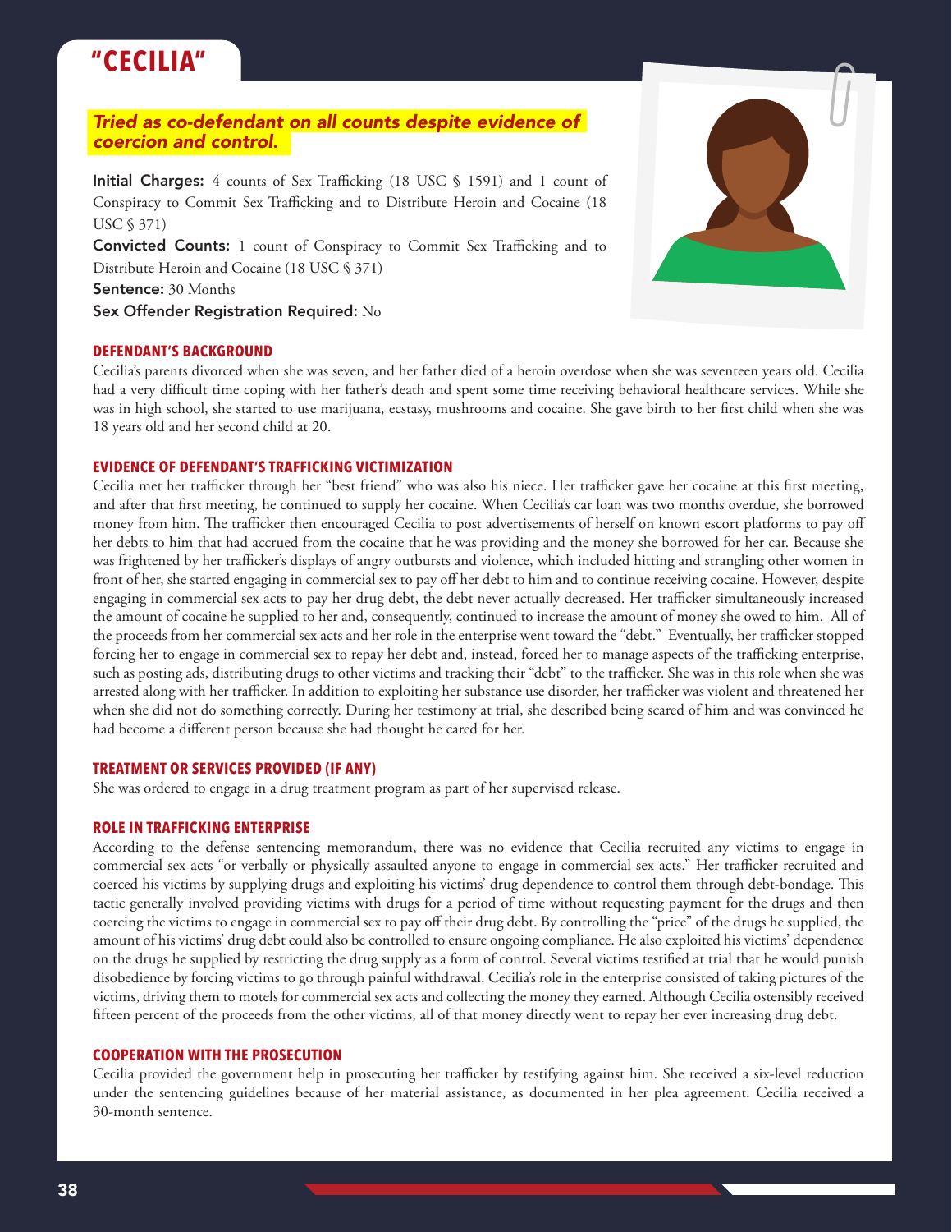# "CECILIA"

*Tried as co-defendant on all counts despite evidence of coercion and control.*

**Initial Charges:** 4 counts of Sex Trafficking (18 USC § 1591) and 1 count of Conspiracy to Commit Sex Trafficking and to Distribute Heroin and Cocaine (18 USC § 371)

**Convicted Counts:** 1 count of Conspiracy to Commit Sex Trafficking and to Distribute Heroin and Cocaine (18 USC § 371)

**Sentence:** 30 Months

**Sex Offender Registration Required:** No

## DEFENDANT'S BACKGROUND

Cecilia's parents divorced when she was seven, and her father died of a heroin overdose when she was seventeen years old. Cecilia had a very difficult time coping with her father's death and spent some time receiving behavioral healthcare services. While she was in high school, she started to use marijuana, ecstasy, mushrooms and cocaine. She gave birth to her first child when she was 18 years old and her second child at 20.

## EVIDENCE OF DEFENDANT'S TRAFFICKING VICTIMIZATION

Cecilia met her trafficker through her "best friend" who was also his niece. Her trafficker gave her cocaine at this first meeting, and after that first meeting, he continued to supply her cocaine. When Cecilia's car loan was two months overdue, she borrowed money from him. The trafficker then encouraged Cecilia to post advertisements of herself on known escort platforms to pay off her debts to him that had accrued from the cocaine that he was providing and the money she borrowed for her car. Because she was frightened by her trafficker's displays of angry outbursts and violence, which included hitting and strangling other women in front of her, she started engaging in commercial sex to pay off her debt to him and to continue receiving cocaine. However, despite engaging in commercial sex acts to pay her drug debt, the debt never actually decreased. Her trafficker simultaneously increased the amount of cocaine he supplied to her and, consequently, continued to increase the amount of money she owed to him. All of the proceeds from her commercial sex acts and her role in the enterprise went toward the "debt." Eventually, her trafficker stopped forcing her to engage in commercial sex to repay her debt and, instead, forced her to manage aspects of the trafficking enterprise, such as posting ads, distributing drugs to other victims and tracking their "debt" to the trafficker. She was in this role when she was arrested along with her trafficker. In addition to exploiting her substance use disorder, her trafficker was violent and threatened her when she did not do something correctly. During her testimony at trial, she described being scared of him and was convinced he had become a different person because she had thought he cared for her.

## TREATMENT OR SERVICES PROVIDED (IF ANY)

She was ordered to engage in a drug treatment program as part of her supervised release.

## ROLE IN TRAFFICKING ENTERPRISE

According to the defense sentencing memorandum, there was no evidence that Cecilia recruited any victims to engage in commercial sex acts "or verbally or physically assaulted anyone to engage in commercial sex acts." Her trafficker recruited and coerced his victims by supplying drugs and exploiting his victims' drug dependence to control them through debt-bondage. This tactic generally involved providing victims with drugs for a period of time without requesting payment for the drugs and then coercing the victims to engage in commercial sex to pay off their drug debt. By controlling the "price" of the drugs he supplied, the amount of his victims' drug debt could also be controlled to ensure ongoing compliance. He also exploited his victims' dependence on the drugs he supplied by restricting the drug supply as a form of control. Several victims testified at trial that he would punish disobedience by forcing victims to go through painful withdrawal. Cecilia's role in the enterprise consisted of taking pictures of the victims, driving them to motels for commercial sex acts and collecting the money they earned. Although Cecilia ostensibly received fifteen percent of the proceeds from the other victims, all of that money directly went to repay her ever increasing drug debt.

## COOPERATION WITH THE PROSECUTION

Cecilia provided the government help in prosecuting her trafficker by testifying against him. She received a six-level reduction under the sentencing guidelines because of her material assistance, as documented in her plea agreement. Cecilia received a 30-month sentence.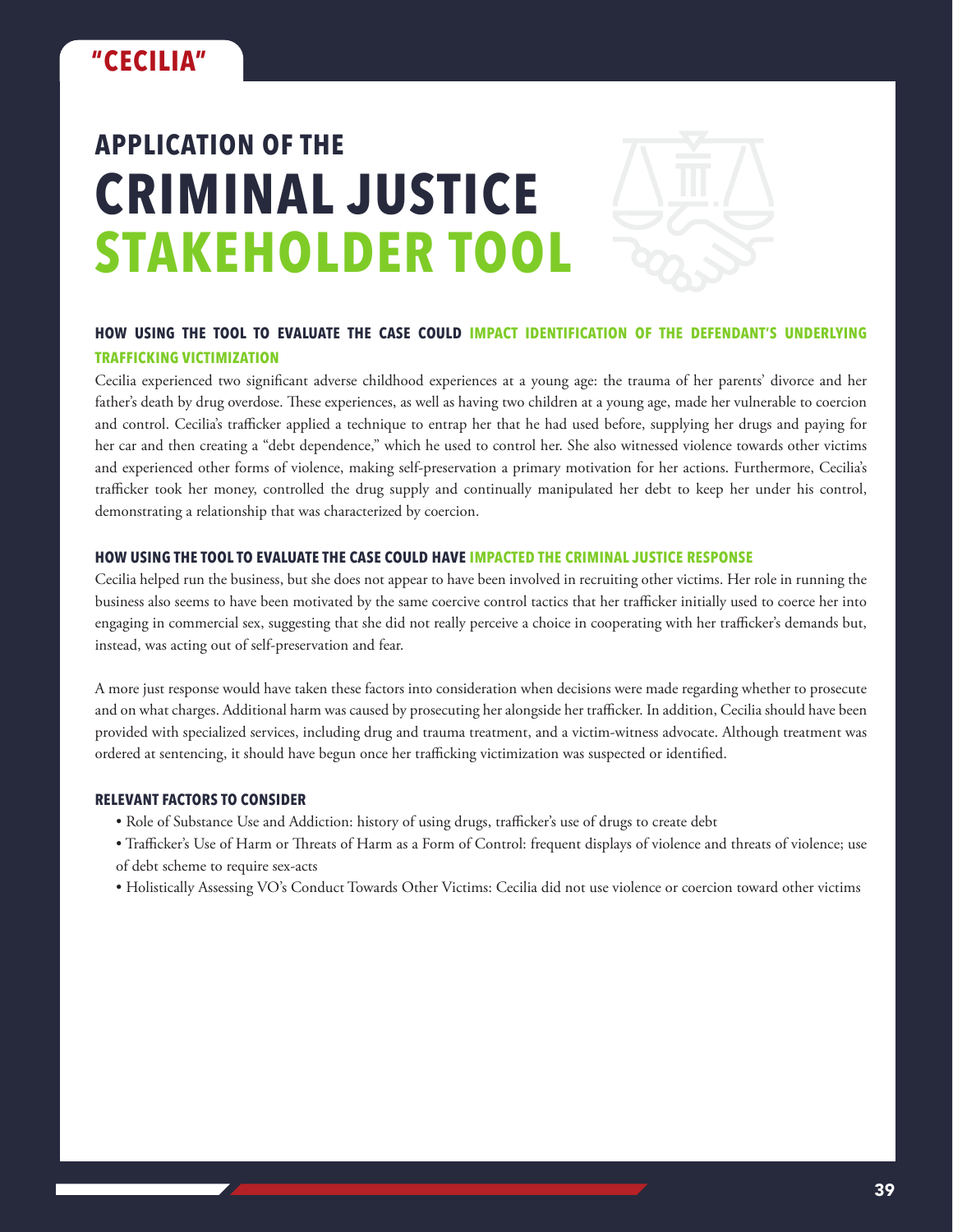"CECILIA"

# APPLICATION OF THE CRIMINAL JUSTICE STAKEHOLDER TOOL

### HOW USING THE TOOL TO EVALUATE THE CASE COULD IMPACT IDENTIFICATION OF THE DEFENDANT'S UNDERLYING TRAFFICKING VICTIMIZATION

Cecilia experienced two significant adverse childhood experiences at a young age: the trauma of her parents' divorce and her father's death by drug overdose. These experiences, as well as having two children at a young age, made her vulnerable to coercion and control. Cecilia's trafficker applied a technique to entrap her that he had used before, supplying her drugs and paying for her car and then creating a "debt dependence," which he used to control her. She also witnessed violence towards other victims and experienced other forms of violence, making self-preservation a primary motivation for her actions. Furthermore, Cecilia's trafficker took her money, controlled the drug supply and continually manipulated her debt to keep her under his control, demonstrating a relationship that was characterized by coercion.

### HOW USING THE TOOL TO EVALUATE THE CASE COULD HAVE IMPACTED THE CRIMINAL JUSTICE RESPONSE

Cecilia helped run the business, but she does not appear to have been involved in recruiting other victims. Her role in running the business also seems to have been motivated by the same coercive control tactics that her trafficker initially used to coerce her into engaging in commercial sex, suggesting that she did not really perceive a choice in cooperating with her trafficker's demands but, instead, was acting out of self-preservation and fear.

A more just response would have taken these factors into consideration when decisions were made regarding whether to prosecute and on what charges. Additional harm was caused by prosecuting her alongside her trafficker. In addition, Cecilia should have been provided with specialized services, including drug and trauma treatment, and a victim-witness advocate. Although treatment was ordered at sentencing, it should have begun once her trafficking victimization was suspected or identified.

### RELEVANT FACTORS TO CONSIDER

- Role of Substance Use and Addiction: history of using drugs, trafficker's use of drugs to create debt
- Trafficker's Use of Harm or Threats of Harm as a Form of Control: frequent displays of violence and threats of violence; use of debt scheme to require sex-acts
- Holistically Assessing VO's Conduct Towards Other Victims: Cecilia did not use violence or coercion toward other victims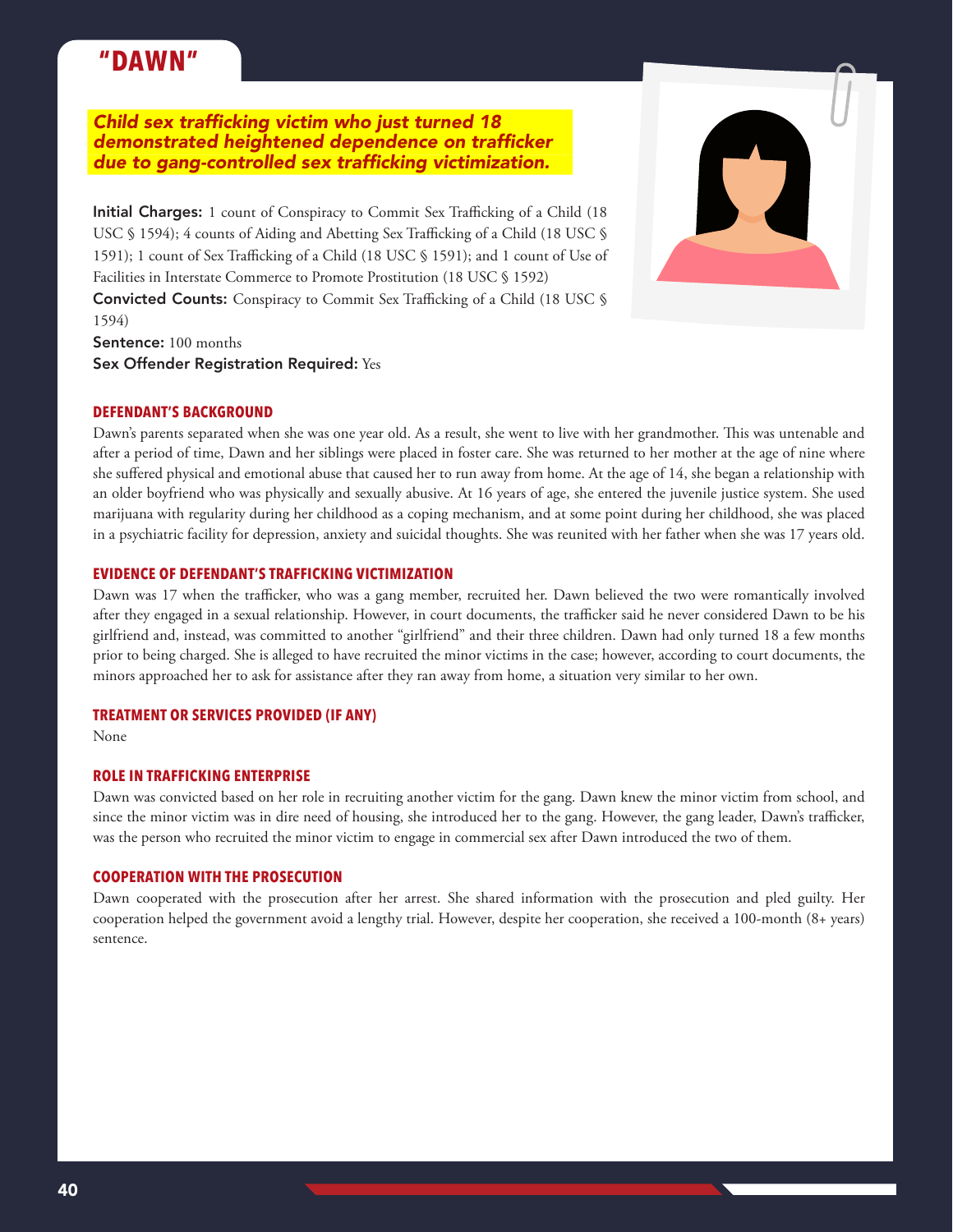# "DAWN"

***Child sex trafficking victim who just turned 18 demonstrated heightened dependence on trafficker due to gang-controlled sex trafficking victimization.***

**Initial Charges:** 1 count of Conspiracy to Commit Sex Trafficking of a Child (18 USC § 1594); 4 counts of Aiding and Abetting Sex Trafficking of a Child (18 USC § 1591); 1 count of Sex Trafficking of a Child (18 USC § 1591); and 1 count of Use of Facilities in Interstate Commerce to Promote Prostitution (18 USC § 1592)

**Convicted Counts:** Conspiracy to Commit Sex Trafficking of a Child (18 USC § 1594)

**Sentence:** 100 months

**Sex Offender Registration Required:** Yes

## DEFENDANT'S BACKGROUND

Dawn's parents separated when she was one year old. As a result, she went to live with her grandmother. This was untenable and after a period of time, Dawn and her siblings were placed in foster care. She was returned to her mother at the age of nine where she suffered physical and emotional abuse that caused her to run away from home. At the age of 14, she began a relationship with an older boyfriend who was physically and sexually abusive. At 16 years of age, she entered the juvenile justice system. She used marijuana with regularity during her childhood as a coping mechanism, and at some point during her childhood, she was placed in a psychiatric facility for depression, anxiety and suicidal thoughts. She was reunited with her father when she was 17 years old.

## EVIDENCE OF DEFENDANT'S TRAFFICKING VICTIMIZATION

Dawn was 17 when the trafficker, who was a gang member, recruited her. Dawn believed the two were romantically involved after they engaged in a sexual relationship. However, in court documents, the trafficker said he never considered Dawn to be his girlfriend and, instead, was committed to another "girlfriend" and their three children. Dawn had only turned 18 a few months prior to being charged. She is alleged to have recruited the minor victims in the case; however, according to court documents, the minors approached her to ask for assistance after they ran away from home, a situation very similar to her own.

## TREATMENT OR SERVICES PROVIDED (IF ANY)

None

## ROLE IN TRAFFICKING ENTERPRISE

Dawn was convicted based on her role in recruiting another victim for the gang. Dawn knew the minor victim from school, and since the minor victim was in dire need of housing, she introduced her to the gang. However, the gang leader, Dawn's trafficker, was the person who recruited the minor victim to engage in commercial sex after Dawn introduced the two of them.

## COOPERATION WITH THE PROSECUTION

Dawn cooperated with the prosecution after her arrest. She shared information with the prosecution and pled guilty. Her cooperation helped the government avoid a lengthy trial. However, despite her cooperation, she received a 100-month (8+ years) sentence.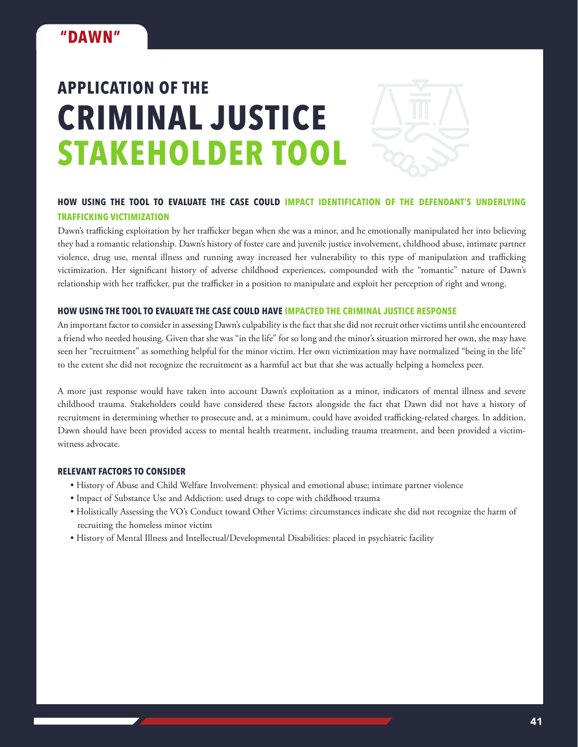## "DAWN"

# APPLICATION OF THE CRIMINAL JUSTICE STAKEHOLDER TOOL

### HOW USING THE TOOL TO EVALUATE THE CASE COULD IMPACT IDENTIFICATION OF THE DEFENDANT'S UNDERLYING TRAFFICKING VICTIMIZATION

Dawn's trafficking exploitation by her trafficker began when she was a minor, and he emotionally manipulated her into believing they had a romantic relationship. Dawn's history of foster care and juvenile justice involvement, childhood abuse, intimate partner violence, drug use, mental illness and running away increased her vulnerability to this type of manipulation and trafficking victimization. Her significant history of adverse childhood experiences, compounded with the "romantic" nature of Dawn's relationship with her trafficker, put the trafficker in a position to manipulate and exploit her perception of right and wrong.

### HOW USING THE TOOL TO EVALUATE THE CASE COULD HAVE IMPACTED THE CRIMINAL JUSTICE RESPONSE

An important factor to consider in assessing Dawn's culpability is the fact that she did not recruit other victims until she encountered a friend who needed housing. Given that she was "in the life" for so long and the minor's situation mirrored her own, she may have seen her "recruitment" as something helpful for the minor victim. Her own victimization may have normalized "being in the life" to the extent she did not recognize the recruitment as a harmful act but that she was actually helping a homeless peer.

A more just response would have taken into account Dawn's exploitation as a minor, indicators of mental illness and severe childhood trauma. Stakeholders could have considered these factors alongside the fact that Dawn did not have a history of recruitment in determining whether to prosecute and, at a minimum, could have avoided trafficking-related charges. In addition, Dawn should have been provided access to mental health treatment, including trauma treatment, and been provided a victim-witness advocate.

### RELEVANT FACTORS TO CONSIDER

- History of Abuse and Child Welfare Involvement: physical and emotional abuse; intimate partner violence
- Impact of Substance Use and Addiction: used drugs to cope with childhood trauma
- Holistically Assessing the VO's Conduct toward Other Victims: circumstances indicate she did not recognize the harm of recruiting the homeless minor victim
- History of Mental Illness and Intellectual/Developmental Disabilities: placed in psychiatric facility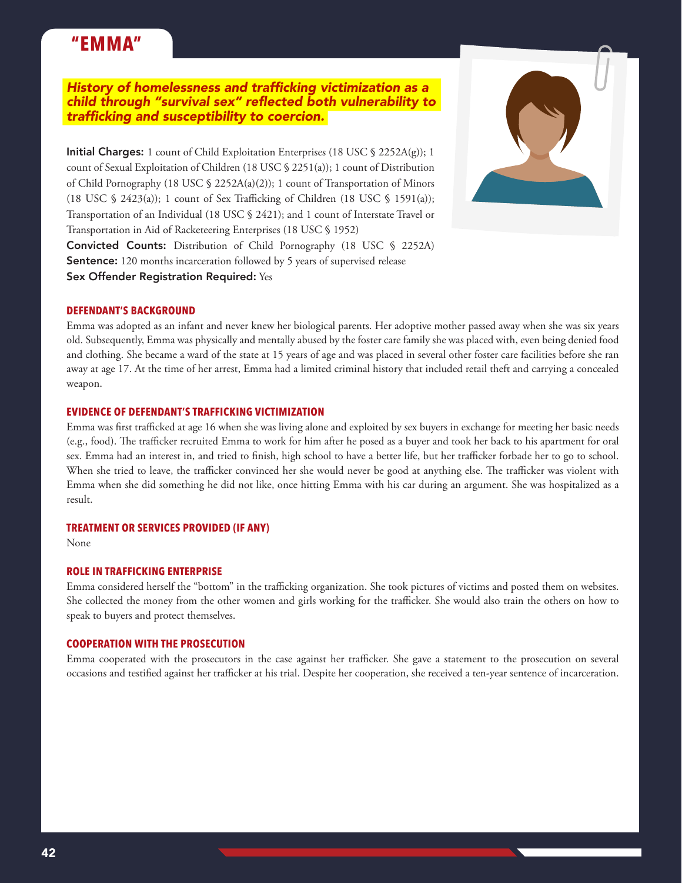# "EMMA"

***History of homelessness and trafficking victimization as a child through "survival sex" reflected both vulnerability to trafficking and susceptibility to coercion.***

**Initial Charges:** 1 count of Child Exploitation Enterprises (18 USC § 2252A(g)); 1 count of Sexual Exploitation of Children (18 USC § 2251(a)); 1 count of Distribution of Child Pornography (18 USC § 2252A(a)(2)); 1 count of Transportation of Minors (18 USC § 2423(a)); 1 count of Sex Trafficking of Children (18 USC § 1591(a)); Transportation of an Individual (18 USC § 2421); and 1 count of Interstate Travel or Transportation in Aid of Racketeering Enterprises (18 USC § 1952)
**Convicted Counts:** Distribution of Child Pornography (18 USC § 2252A)
**Sentence:** 120 months incarceration followed by 5 years of supervised release
**Sex Offender Registration Required:** Yes

## DEFENDANT'S BACKGROUND

Emma was adopted as an infant and never knew her biological parents. Her adoptive mother passed away when she was six years old. Subsequently, Emma was physically and mentally abused by the foster care family she was placed with, even being denied food and clothing. She became a ward of the state at 15 years of age and was placed in several other foster care facilities before she ran away at age 17. At the time of her arrest, Emma had a limited criminal history that included retail theft and carrying a concealed weapon.

## EVIDENCE OF DEFENDANT'S TRAFFICKING VICTIMIZATION

Emma was first trafficked at age 16 when she was living alone and exploited by sex buyers in exchange for meeting her basic needs (e.g., food). The trafficker recruited Emma to work for him after he posed as a buyer and took her back to his apartment for oral sex. Emma had an interest in, and tried to finish, high school to have a better life, but her trafficker forbade her to go to school. When she tried to leave, the trafficker convinced her she would never be good at anything else. The trafficker was violent with Emma when she did something he did not like, once hitting Emma with his car during an argument. She was hospitalized as a result.

## TREATMENT OR SERVICES PROVIDED (IF ANY)

None

## ROLE IN TRAFFICKING ENTERPRISE

Emma considered herself the "bottom" in the trafficking organization. She took pictures of victims and posted them on websites. She collected the money from the other women and girls working for the trafficker. She would also train the others on how to speak to buyers and protect themselves.

## COOPERATION WITH THE PROSECUTION

Emma cooperated with the prosecutors in the case against her trafficker. She gave a statement to the prosecution on several occasions and testified against her trafficker at his trial. Despite her cooperation, she received a ten-year sentence of incarceration.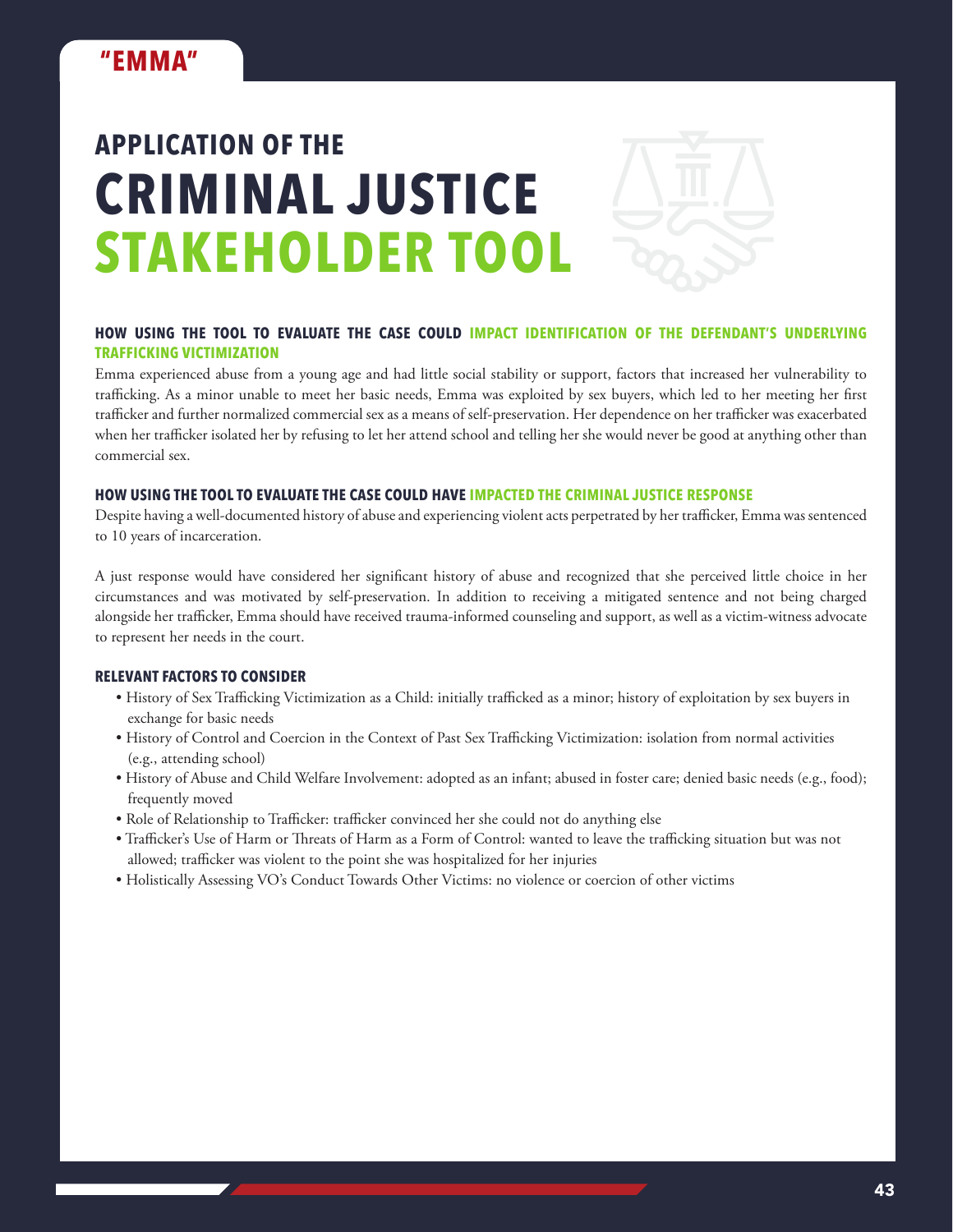"EMMA"

# APPLICATION OF THE CRIMINAL JUSTICE STAKEHOLDER TOOL

### HOW USING THE TOOL TO EVALUATE THE CASE COULD IMPACT IDENTIFICATION OF THE DEFENDANT'S UNDERLYING TRAFFICKING VICTIMIZATION

Emma experienced abuse from a young age and had little social stability or support, factors that increased her vulnerability to trafficking. As a minor unable to meet her basic needs, Emma was exploited by sex buyers, which led to her meeting her first trafficker and further normalized commercial sex as a means of self-preservation. Her dependence on her trafficker was exacerbated when her trafficker isolated her by refusing to let her attend school and telling her she would never be good at anything other than commercial sex.

### HOW USING THE TOOL TO EVALUATE THE CASE COULD HAVE IMPACTED THE CRIMINAL JUSTICE RESPONSE

Despite having a well-documented history of abuse and experiencing violent acts perpetrated by her trafficker, Emma was sentenced to 10 years of incarceration.

A just response would have considered her significant history of abuse and recognized that she perceived little choice in her circumstances and was motivated by self-preservation. In addition to receiving a mitigated sentence and not being charged alongside her trafficker, Emma should have received trauma-informed counseling and support, as well as a victim-witness advocate to represent her needs in the court.

### RELEVANT FACTORS TO CONSIDER

- History of Sex Trafficking Victimization as a Child: initially trafficked as a minor; history of exploitation by sex buyers in exchange for basic needs
- History of Control and Coercion in the Context of Past Sex Trafficking Victimization: isolation from normal activities (e.g., attending school)
- History of Abuse and Child Welfare Involvement: adopted as an infant; abused in foster care; denied basic needs (e.g., food); frequently moved
- Role of Relationship to Trafficker: trafficker convinced her she could not do anything else
- Trafficker's Use of Harm or Threats of Harm as a Form of Control: wanted to leave the trafficking situation but was not allowed; trafficker was violent to the point she was hospitalized for her injuries
- Holistically Assessing VO's Conduct Towards Other Victims: no violence or coercion of other victims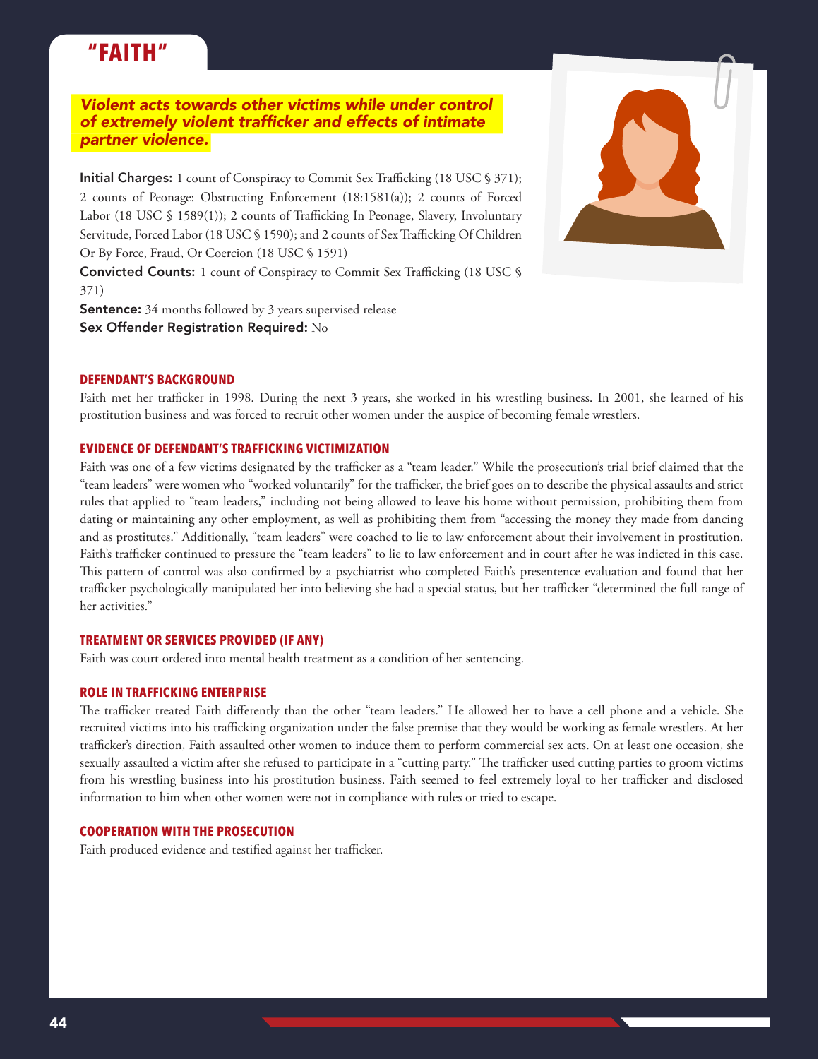# "FAITH"

***Violent acts towards other victims while under control of extremely violent trafficker and effects of intimate partner violence.***

**Initial Charges:** 1 count of Conspiracy to Commit Sex Trafficking (18 USC § 371); 2 counts of Peonage: Obstructing Enforcement (18:1581(a)); 2 counts of Forced Labor (18 USC § 1589(1)); 2 counts of Trafficking In Peonage, Slavery, Involuntary Servitude, Forced Labor (18 USC § 1590); and 2 counts of Sex Trafficking Of Children Or By Force, Fraud, Or Coercion (18 USC § 1591)

**Convicted Counts:** 1 count of Conspiracy to Commit Sex Trafficking (18 USC § 371)

**Sentence:** 34 months followed by 3 years supervised release

**Sex Offender Registration Required:** No

## DEFENDANT'S BACKGROUND

Faith met her trafficker in 1998. During the next 3 years, she worked in his wrestling business. In 2001, she learned of his prostitution business and was forced to recruit other women under the auspice of becoming female wrestlers.

## EVIDENCE OF DEFENDANT'S TRAFFICKING VICTIMIZATION

Faith was one of a few victims designated by the trafficker as a "team leader." While the prosecution's trial brief claimed that the "team leaders" were women who "worked voluntarily" for the trafficker, the brief goes on to describe the physical assaults and strict rules that applied to "team leaders," including not being allowed to leave his home without permission, prohibiting them from dating or maintaining any other employment, as well as prohibiting them from "accessing the money they made from dancing and as prostitutes." Additionally, "team leaders" were coached to lie to law enforcement about their involvement in prostitution. Faith's trafficker continued to pressure the "team leaders" to lie to law enforcement and in court after he was indicted in this case. This pattern of control was also confirmed by a psychiatrist who completed Faith's presentence evaluation and found that her trafficker psychologically manipulated her into believing she had a special status, but her trafficker "determined the full range of her activities."

## TREATMENT OR SERVICES PROVIDED (IF ANY)

Faith was court ordered into mental health treatment as a condition of her sentencing.

## ROLE IN TRAFFICKING ENTERPRISE

The trafficker treated Faith differently than the other "team leaders." He allowed her to have a cell phone and a vehicle. She recruited victims into his trafficking organization under the false premise that they would be working as female wrestlers. At her trafficker's direction, Faith assaulted other women to induce them to perform commercial sex acts. On at least one occasion, she sexually assaulted a victim after she refused to participate in a "cutting party." The trafficker used cutting parties to groom victims from his wrestling business into his prostitution business. Faith seemed to feel extremely loyal to her trafficker and disclosed information to him when other women were not in compliance with rules or tried to escape.

## COOPERATION WITH THE PROSECUTION

Faith produced evidence and testified against her trafficker.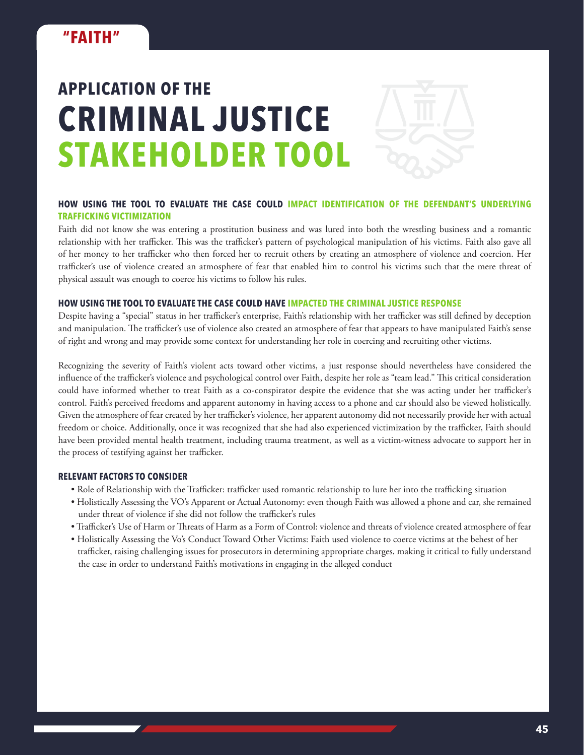"FAITH"

# APPLICATION OF THE CRIMINAL JUSTICE STAKEHOLDER TOOL

### HOW USING THE TOOL TO EVALUATE THE CASE COULD IMPACT IDENTIFICATION OF THE DEFENDANT'S UNDERLYING TRAFFICKING VICTIMIZATION

Faith did not know she was entering a prostitution business and was lured into both the wrestling business and a romantic relationship with her trafficker. This was the trafficker's pattern of psychological manipulation of his victims. Faith also gave all of her money to her trafficker who then forced her to recruit others by creating an atmosphere of violence and coercion. Her trafficker's use of violence created an atmosphere of fear that enabled him to control his victims such that the mere threat of physical assault was enough to coerce his victims to follow his rules.

### HOW USING THE TOOL TO EVALUATE THE CASE COULD HAVE IMPACTED THE CRIMINAL JUSTICE RESPONSE

Despite having a "special" status in her trafficker's enterprise, Faith's relationship with her trafficker was still defined by deception and manipulation. The trafficker's use of violence also created an atmosphere of fear that appears to have manipulated Faith's sense of right and wrong and may provide some context for understanding her role in coercing and recruiting other victims.

Recognizing the severity of Faith's violent acts toward other victims, a just response should nevertheless have considered the influence of the trafficker's violence and psychological control over Faith, despite her role as "team lead." This critical consideration could have informed whether to treat Faith as a co-conspirator despite the evidence that she was acting under her trafficker's control. Faith's perceived freedoms and apparent autonomy in having access to a phone and car should also be viewed holistically. Given the atmosphere of fear created by her trafficker's violence, her apparent autonomy did not necessarily provide her with actual freedom or choice. Additionally, once it was recognized that she had also experienced victimization by the trafficker, Faith should have been provided mental health treatment, including trauma treatment, as well as a victim-witness advocate to support her in the process of testifying against her trafficker.

### RELEVANT FACTORS TO CONSIDER

- Role of Relationship with the Trafficker: trafficker used romantic relationship to lure her into the trafficking situation
- Holistically Assessing the VO's Apparent or Actual Autonomy: even though Faith was allowed a phone and car, she remained under threat of violence if she did not follow the trafficker's rules
- Trafficker's Use of Harm or Threats of Harm as a Form of Control: violence and threats of violence created atmosphere of fear
- Holistically Assessing the Vo's Conduct Toward Other Victims: Faith used violence to coerce victims at the behest of her trafficker, raising challenging issues for prosecutors in determining appropriate charges, making it critical to fully understand the case in order to understand Faith's motivations in engaging in the alleged conduct